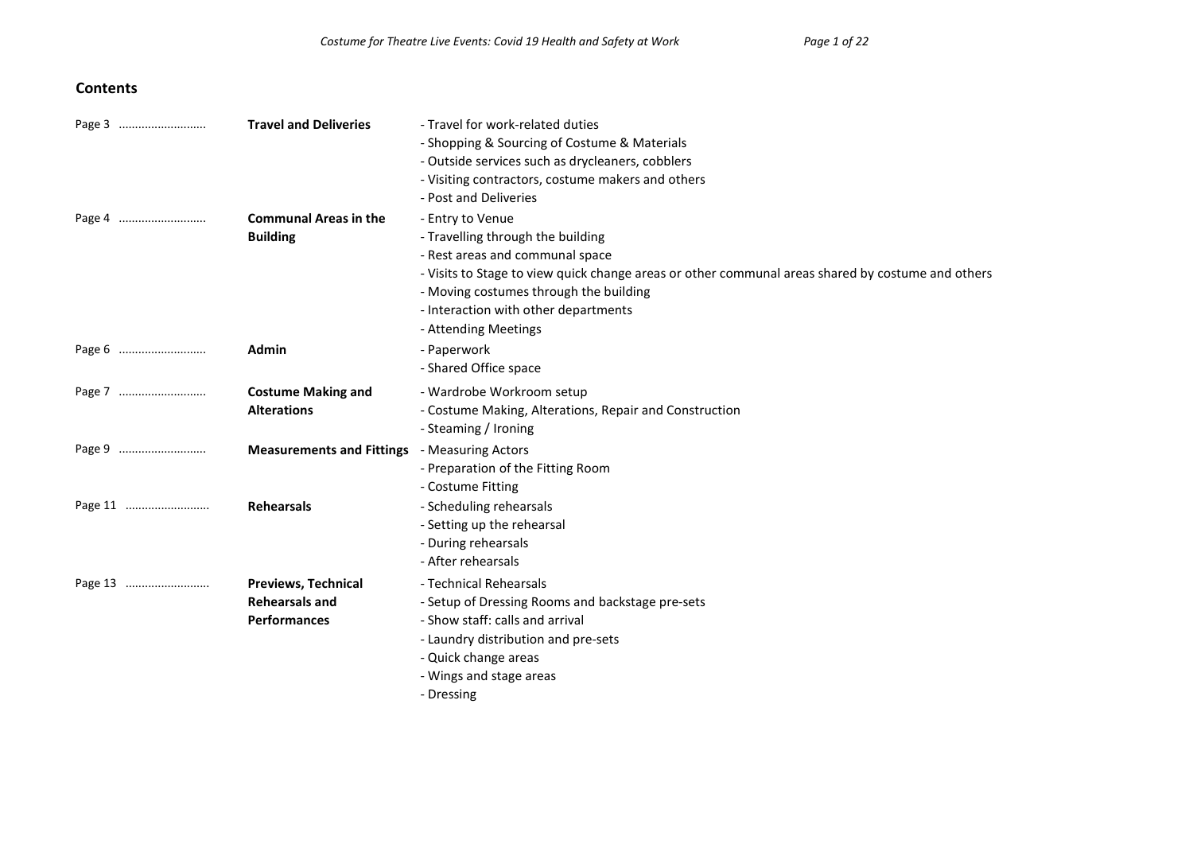## Contents

| Page | Section | Topics |
| --- | --- | --- |
| Page 3 .......................... | **Travel and Deliveries** | - Travel for work-related duties<br>- Shopping & Sourcing of Costume & Materials<br>- Outside services such as drycleaners, cobblers<br>- Visiting contractors, costume makers and others<br>- Post and Deliveries |
| Page 4 .......................... | **Communal Areas in the Building** | - Entry to Venue<br>- Travelling through the building<br>- Rest areas and communal space<br>- Visits to Stage to view quick change areas or other communal areas shared by costume and others<br>- Moving costumes through the building<br>- Interaction with other departments<br>- Attending Meetings |
| Page 6 .......................... | **Admin** | - Paperwork<br>- Shared Office space |
| Page 7 .......................... | **Costume Making and Alterations** | - Wardrobe Workroom setup<br>- Costume Making, Alterations, Repair and Construction<br>- Steaming / Ironing |
| Page 9 .......................... | **Measurements and Fittings** | - Measuring Actors<br>- Preparation of the Fitting Room<br>- Costume Fitting |
| Page 11 .......................... | **Rehearsals** | - Scheduling rehearsals<br>- Setting up the rehearsal<br>- During rehearsals<br>- After rehearsals |
| Page 13 .......................... | **Previews, Technical Rehearsals and Performances** | - Technical Rehearsals<br>- Setup of Dressing Rooms and backstage pre-sets<br>- Show staff: calls and arrival<br>- Laundry distribution and pre-sets<br>- Quick change areas<br>- Wings and stage areas<br>- Dressing |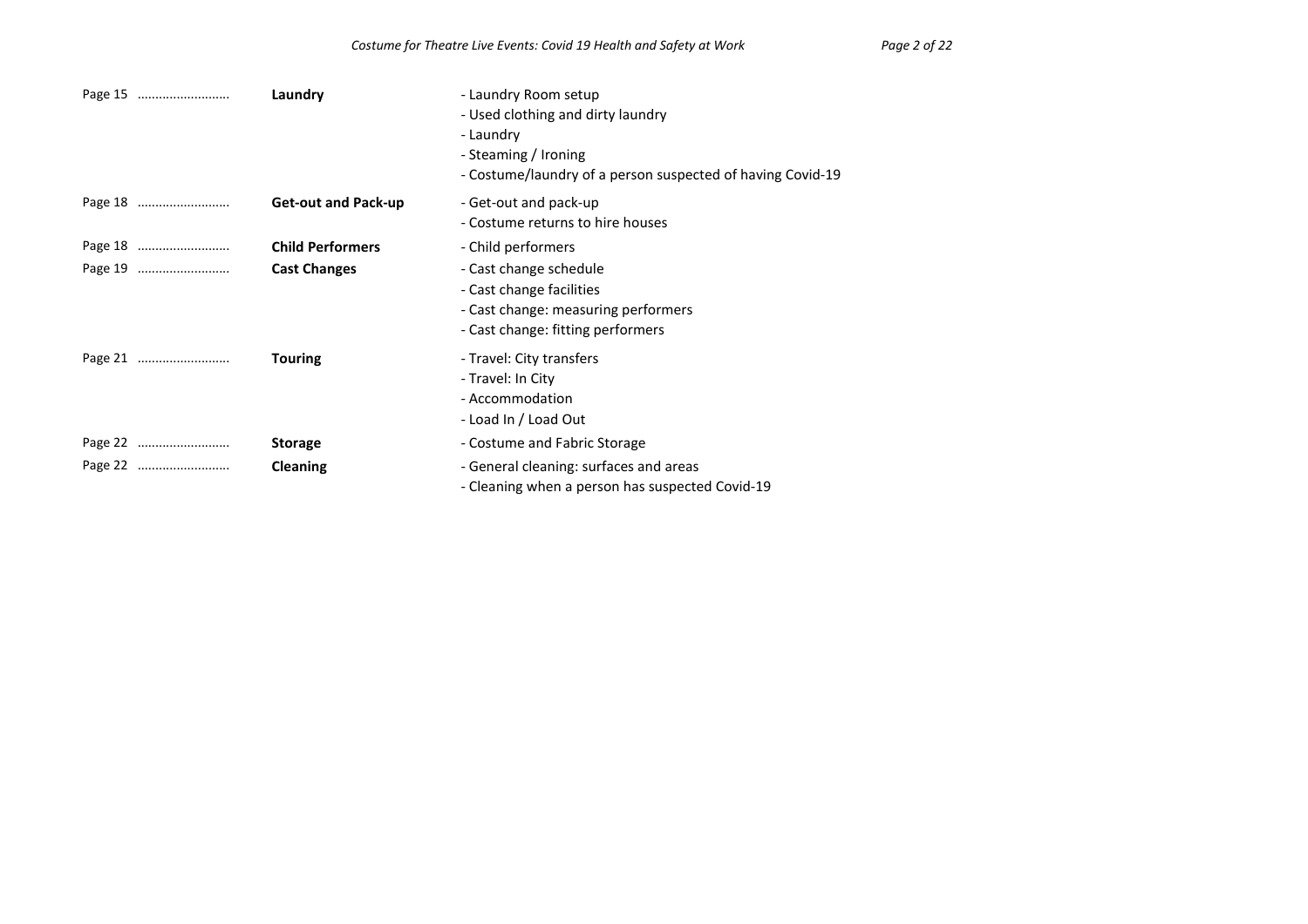| Page | Section | Topics |
|---|---|---|
| Page 15 .......................... | **Laundry** | - Laundry Room setup<br>- Used clothing and dirty laundry<br>- Laundry<br>- Steaming / Ironing<br>- Costume/laundry of a person suspected of having Covid-19 |
| Page 18 .......................... | **Get-out and Pack-up** | - Get-out and pack-up<br>- Costume returns to hire houses |
| Page 18 .......................... | **Child Performers** | - Child performers |
| Page 19 .......................... | **Cast Changes** | - Cast change schedule<br>- Cast change facilities<br>- Cast change: measuring performers<br>- Cast change: fitting performers |
| Page 21 .......................... | **Touring** | - Travel: City transfers<br>- Travel: In City<br>- Accommodation<br>- Load In / Load Out |
| Page 22 .......................... | **Storage** | - Costume and Fabric Storage |
| Page 22 .......................... | **Cleaning** | - General cleaning: surfaces and areas<br>- Cleaning when a person has suspected Covid-19 |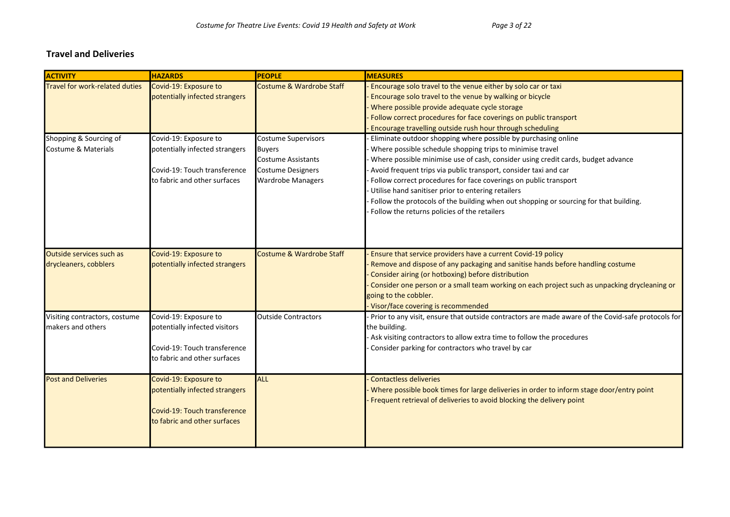## Travel and Deliveries

| ACTIVITY | HAZARDS | PEOPLE | MEASURES |
|---|---|---|---|
| Travel for work-related duties | Covid-19: Exposure to potentially infected strangers | Costume & Wardrobe Staff | - Encourage solo travel to the venue either by solo car or taxi<br>- Encourage solo travel to the venue by walking or bicycle<br>- Where possible provide adequate cycle storage<br>- Follow correct procedures for face coverings on public transport<br>- Encourage travelling outside rush hour through scheduling |
| Shopping & Sourcing of Costume & Materials | Covid-19: Exposure to potentially infected strangers<br><br>Covid-19: Touch transference to fabric and other surfaces | Costume Supervisors<br>Buyers<br>Costume Assistants<br>Costume Designers<br>Wardrobe Managers | - Eliminate outdoor shopping where possible by purchasing online<br>- Where possible schedule shopping trips to minimise travel<br>- Where possible minimise use of cash, consider using credit cards, budget advance<br>- Avoid frequent trips via public transport, consider taxi and car<br>- Follow correct procedures for face coverings on public transport<br>- Utilise hand sanitiser prior to entering retailers<br>- Follow the protocols of the building when out shopping or sourcing for that building.<br>- Follow the returns policies of the retailers |
| Outside services such as drycleaners, cobblers | Covid-19: Exposure to potentially infected strangers | Costume & Wardrobe Staff | - Ensure that service providers have a current Covid-19 policy<br>- Remove and dispose of any packaging and sanitise hands before handling costume<br>- Consider airing (or hotboxing) before distribution<br>- Consider one person or a small team working on each project such as unpacking drycleaning or going to the cobbler.<br>- Visor/face covering is recommended |
| Visiting contractors, costume makers and others | Covid-19: Exposure to potentially infected visitors<br><br>Covid-19: Touch transference to fabric and other surfaces | Outside Contractors | - Prior to any visit, ensure that outside contractors are made aware of the Covid-safe protocols for the building.<br>- Ask visiting contractors to allow extra time to follow the procedures<br>- Consider parking for contractors who travel by car |
| Post and Deliveries | Covid-19: Exposure to potentially infected strangers<br><br>Covid-19: Touch transference to fabric and other surfaces | ALL | - Contactless deliveries<br>- Where possible book times for large deliveries in order to inform stage door/entry point<br>- Frequent retrieval of deliveries to avoid blocking the delivery point |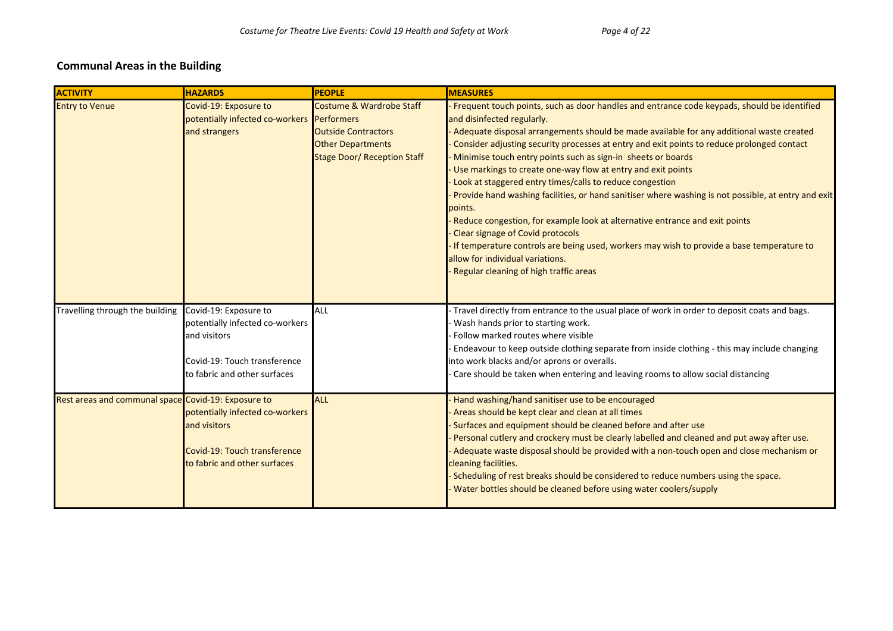## Communal Areas in the Building

| ACTIVITY | HAZARDS | PEOPLE | MEASURES |
| --- | --- | --- | --- |
| Entry to Venue | Covid-19: Exposure to potentially infected co-workers and strangers | Costume & Wardrobe Staff<br>Performers<br>Outside Contractors<br>Other Departments<br>Stage Door/ Reception Staff | - Frequent touch points, such as door handles and entrance code keypads, should be identified and disinfected regularly.<br>- Adequate disposal arrangements should be made available for any additional waste created<br>- Consider adjusting security processes at entry and exit points to reduce prolonged contact<br>- Minimise touch entry points such as sign-in sheets or boards<br>- Use markings to create one-way flow at entry and exit points<br>- Look at staggered entry times/calls to reduce congestion<br>- Provide hand washing facilities, or hand sanitiser where washing is not possible, at entry and exit points.<br>- Reduce congestion, for example look at alternative entrance and exit points<br>- Clear signage of Covid protocols<br>- If temperature controls are being used, workers may wish to provide a base temperature to allow for individual variations.<br>- Regular cleaning of high traffic areas |
| Travelling through the building | Covid-19: Exposure to potentially infected co-workers and visitors<br><br>Covid-19: Touch transference to fabric and other surfaces | ALL | - Travel directly from entrance to the usual place of work in order to deposit coats and bags.<br>- Wash hands prior to starting work.<br>- Follow marked routes where visible<br>- Endeavour to keep outside clothing separate from inside clothing - this may include changing into work blacks and/or aprons or overalls.<br>- Care should be taken when entering and leaving rooms to allow social distancing |
| Rest areas and communal space | Covid-19: Exposure to potentially infected co-workers and visitors<br><br>Covid-19: Touch transference to fabric and other surfaces | ALL | - Hand washing/hand sanitiser use to be encouraged<br>- Areas should be kept clear and clean at all times<br>- Surfaces and equipment should be cleaned before and after use<br>- Personal cutlery and crockery must be clearly labelled and cleaned and put away after use.<br>- Adequate waste disposal should be provided with a non-touch open and close mechanism or cleaning facilities.<br>- Scheduling of rest breaks should be considered to reduce numbers using the space.<br>- Water bottles should be cleaned before using water coolers/supply |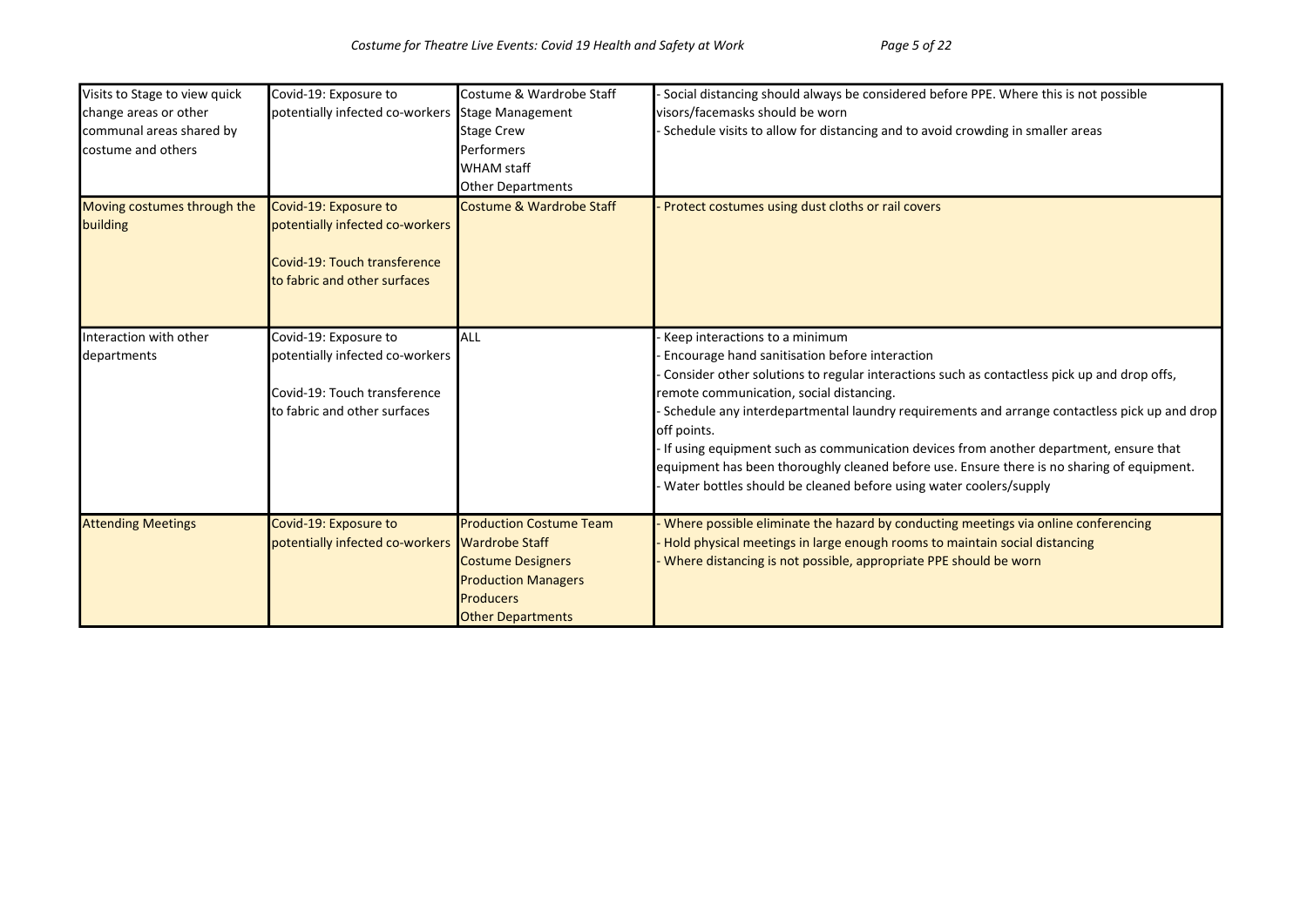| Visits to Stage to view quick change areas or other communal areas shared by costume and others | Covid-19: Exposure to potentially infected co-workers | Costume & Wardrobe Staff<br>Stage Management<br>Stage Crew<br>Performers<br>WHAM staff<br>Other Departments | - Social distancing should always be considered before PPE. Where this is not possible visors/facemasks should be worn<br>- Schedule visits to allow for distancing and to avoid crowding in smaller areas |
|---|---|---|---|
| Moving costumes through the building | Covid-19: Exposure to potentially infected co-workers<br><br>Covid-19: Touch transference to fabric and other surfaces | Costume & Wardrobe Staff | - Protect costumes using dust cloths or rail covers |
| Interaction with other departments | Covid-19: Exposure to potentially infected co-workers<br><br>Covid-19: Touch transference to fabric and other surfaces | ALL | - Keep interactions to a minimum<br>- Encourage hand sanitisation before interaction<br>- Consider other solutions to regular interactions such as contactless pick up and drop offs, remote communication, social distancing.<br>- Schedule any interdepartmental laundry requirements and arrange contactless pick up and drop off points.<br>- If using equipment such as communication devices from another department, ensure that equipment has been thoroughly cleaned before use. Ensure there is no sharing of equipment.<br>- Water bottles should be cleaned before using water coolers/supply |
| Attending Meetings | Covid-19: Exposure to potentially infected co-workers | Production Costume Team<br>Wardrobe Staff<br>Costume Designers<br>Production Managers<br>Producers<br>Other Departments | - Where possible eliminate the hazard by conducting meetings via online conferencing<br>- Hold physical meetings in large enough rooms to maintain social distancing<br>- Where distancing is not possible, appropriate PPE should be worn |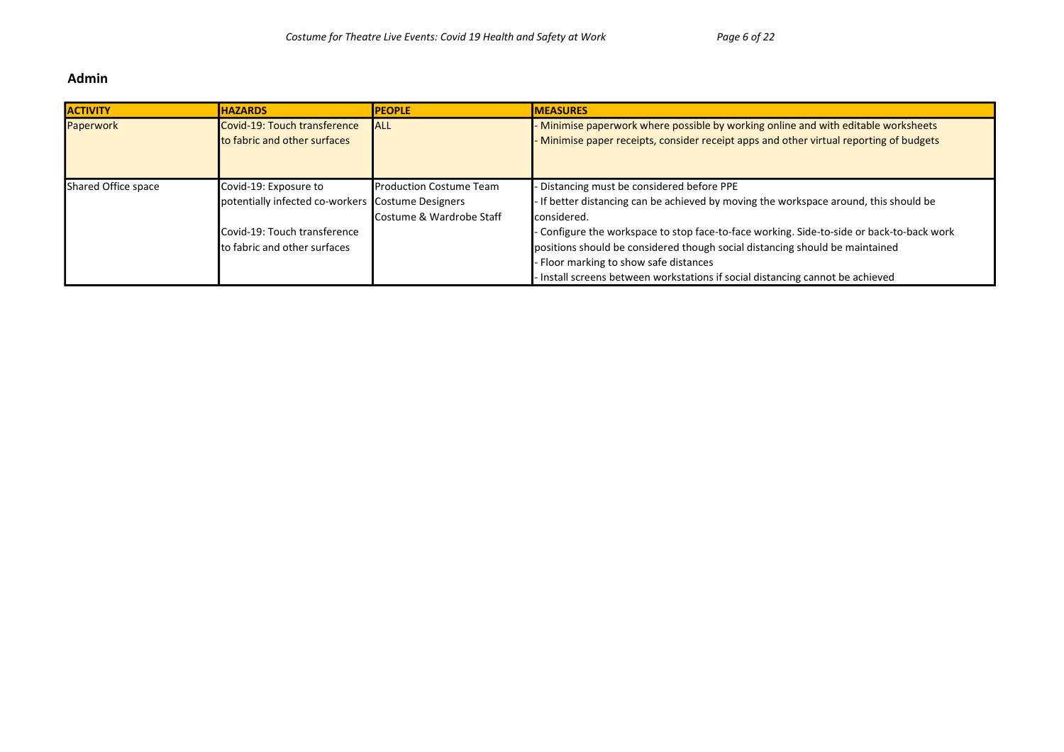## Admin

| ACTIVITY | HAZARDS | PEOPLE | MEASURES |
|---|---|---|---|
| Paperwork | Covid-19: Touch transference to fabric and other surfaces | ALL | - Minimise paperwork where possible by working online and with editable worksheets<br>- Minimise paper receipts, consider receipt apps and other virtual reporting of budgets |
| Shared Office space | Covid-19: Exposure to potentially infected co-workers<br><br>Covid-19: Touch transference to fabric and other surfaces | Production Costume Team<br>Costume Designers<br>Costume & Wardrobe Staff | - Distancing must be considered before PPE<br>- If better distancing can be achieved by moving the workspace around, this should be considered.<br>- Configure the workspace to stop face-to-face working. Side-to-side or back-to-back work positions should be considered though social distancing should be maintained<br>- Floor marking to show safe distances<br>- Install screens between workstations if social distancing cannot be achieved |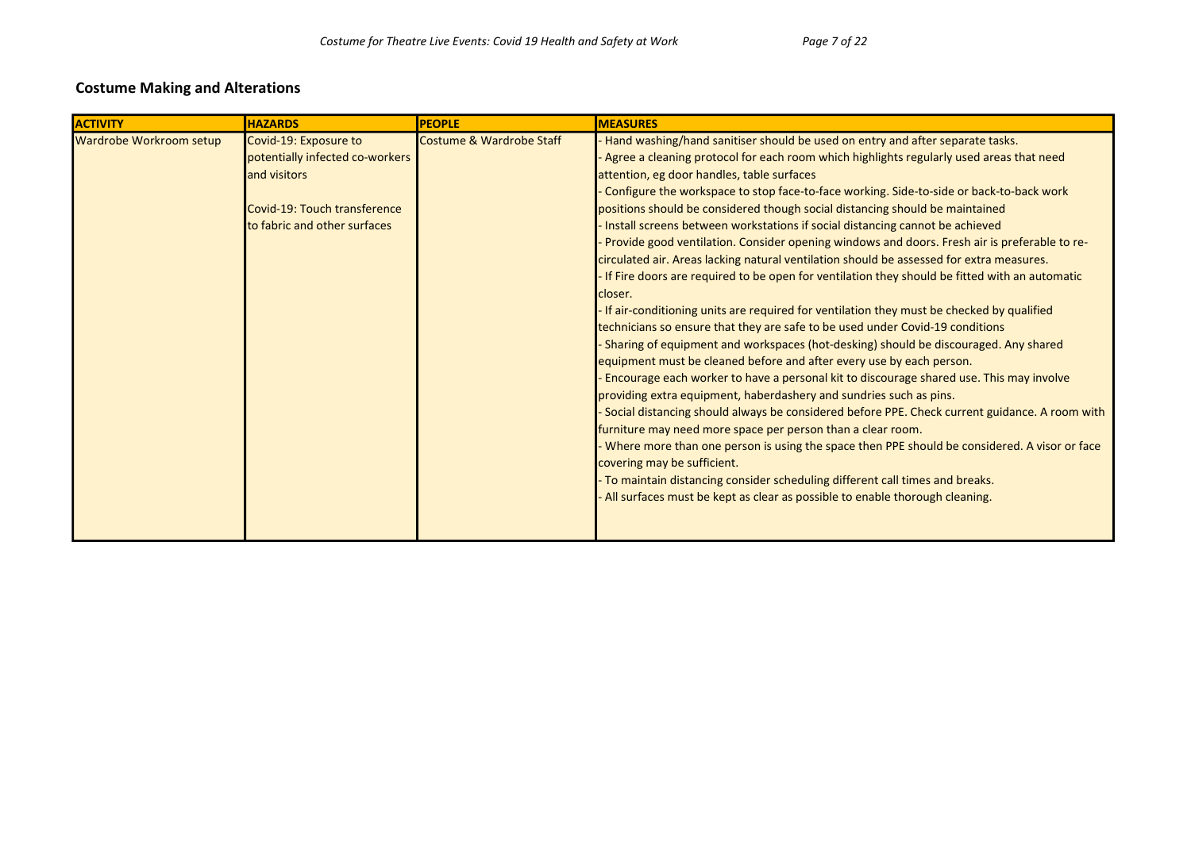## Costume Making and Alterations

| ACTIVITY | HAZARDS | PEOPLE | MEASURES |
| --- | --- | --- | --- |
| Wardrobe Workroom setup | Covid-19: Exposure to potentially infected co-workers and visitors<br><br>Covid-19: Touch transference to fabric and other surfaces | Costume & Wardrobe Staff | - Hand washing/hand sanitiser should be used on entry and after separate tasks.<br>- Agree a cleaning protocol for each room which highlights regularly used areas that need attention, eg door handles, table surfaces<br>- Configure the workspace to stop face-to-face working. Side-to-side or back-to-back work positions should be considered though social distancing should be maintained<br>- Install screens between workstations if social distancing cannot be achieved<br>- Provide good ventilation. Consider opening windows and doors. Fresh air is preferable to re-circulated air. Areas lacking natural ventilation should be assessed for extra measures.<br>- If Fire doors are required to be open for ventilation they should be fitted with an automatic closer.<br>- If air-conditioning units are required for ventilation they must be checked by qualified technicians so ensure that they are safe to be used under Covid-19 conditions<br>- Sharing of equipment and workspaces (hot-desking) should be discouraged. Any shared equipment must be cleaned before and after every use by each person.<br>- Encourage each worker to have a personal kit to discourage shared use. This may involve providing extra equipment, haberdashery and sundries such as pins.<br>- Social distancing should always be considered before PPE. Check current guidance. A room with furniture may need more space per person than a clear room.<br>- Where more than one person is using the space then PPE should be considered. A visor or face covering may be sufficient.<br>- To maintain distancing consider scheduling different call times and breaks.<br>- All surfaces must be kept as clear as possible to enable thorough cleaning. |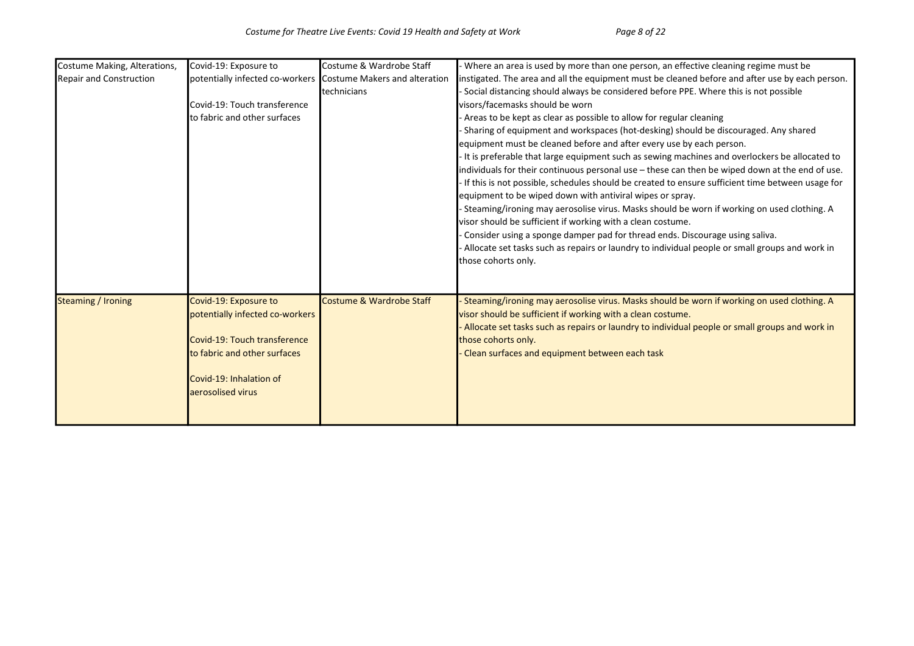| | | | |
|---|---|---|---|
| Costume Making, Alterations, Repair and Construction | Covid-19: Exposure to potentially infected co-workers<br><br>Covid-19: Touch transference to fabric and other surfaces | Costume & Wardrobe Staff<br>Costume Makers and alteration technicians | - Where an area is used by more than one person, an effective cleaning regime must be instigated. The area and all the equipment must be cleaned before and after use by each person.<br>- Social distancing should always be considered before PPE. Where this is not possible visors/facemasks should be worn<br>- Areas to be kept as clear as possible to allow for regular cleaning<br>- Sharing of equipment and workspaces (hot-desking) should be discouraged. Any shared equipment must be cleaned before and after every use by each person.<br>- It is preferable that large equipment such as sewing machines and overlockers be allocated to individuals for their continuous personal use – these can then be wiped down at the end of use.<br>- If this is not possible, schedules should be created to ensure sufficient time between usage for equipment to be wiped down with antiviral wipes or spray.<br>- Steaming/ironing may aerosolise virus. Masks should be worn if working on used clothing. A visor should be sufficient if working with a clean costume.<br>- Consider using a sponge damper pad for thread ends. Discourage using saliva.<br>- Allocate set tasks such as repairs or laundry to individual people or small groups and work in those cohorts only. |
| Steaming / Ironing | Covid-19: Exposure to potentially infected co-workers<br><br>Covid-19: Touch transference to fabric and other surfaces<br><br>Covid-19: Inhalation of aerosolised virus | Costume & Wardrobe Staff | - Steaming/ironing may aerosolise virus. Masks should be worn if working on used clothing. A visor should be sufficient if working with a clean costume.<br>- Allocate set tasks such as repairs or laundry to individual people or small groups and work in those cohorts only.<br>- Clean surfaces and equipment between each task |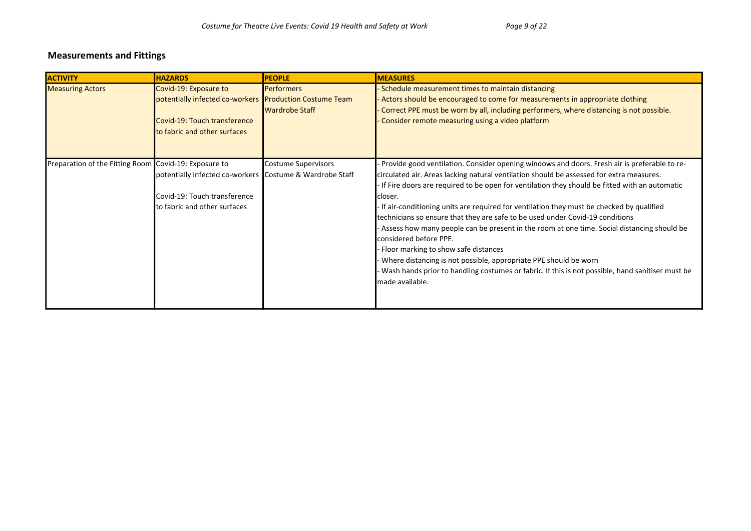## Measurements and Fittings

| ACTIVITY | HAZARDS | PEOPLE | MEASURES |
| --- | --- | --- | --- |
| Measuring Actors | Covid-19: Exposure to potentially infected co-workers<br><br>Covid-19: Touch transference to fabric and other surfaces | Performers<br>Production Costume Team<br>Wardrobe Staff | - Schedule measurement times to maintain distancing<br>- Actors should be encouraged to come for measurements in appropriate clothing<br>- Correct PPE must be worn by all, including performers, where distancing is not possible.<br>- Consider remote measuring using a video platform |
| Preparation of the Fitting Room | Covid-19: Exposure to potentially infected co-workers<br><br>Covid-19: Touch transference to fabric and other surfaces | Costume Supervisors<br>Costume & Wardrobe Staff | - Provide good ventilation. Consider opening windows and doors. Fresh air is preferable to re-circulated air. Areas lacking natural ventilation should be assessed for extra measures.<br>- If Fire doors are required to be open for ventilation they should be fitted with an automatic closer.<br>- If air-conditioning units are required for ventilation they must be checked by qualified technicians so ensure that they are safe to be used under Covid-19 conditions<br>- Assess how many people can be present in the room at one time. Social distancing should be considered before PPE.<br>- Floor marking to show safe distances<br>- Where distancing is not possible, appropriate PPE should be worn<br>- Wash hands prior to handling costumes or fabric. If this is not possible, hand sanitiser must be made available. |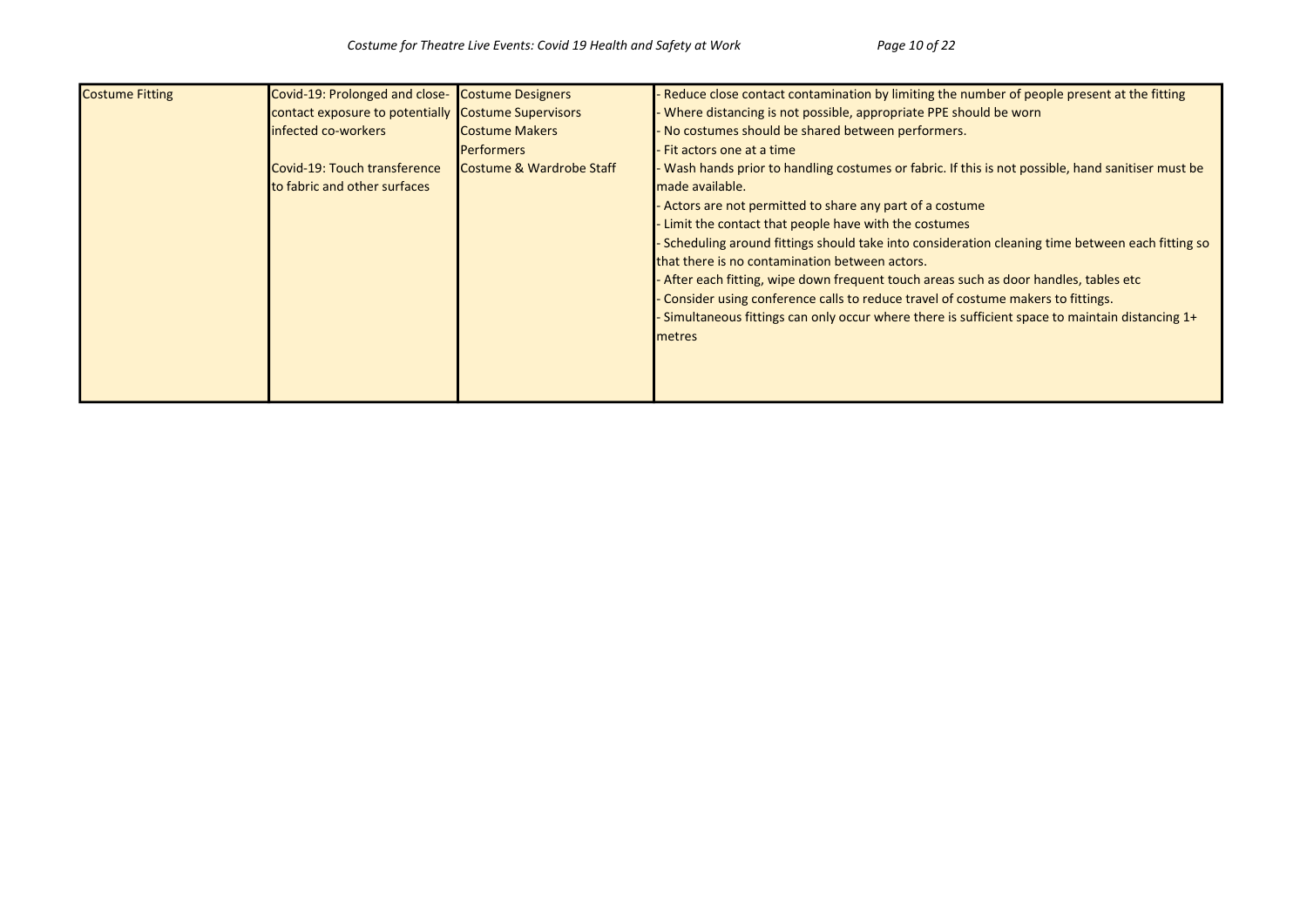| Costume Fitting | Covid-19: Prolonged and close-contact exposure to potentially infected co-workers<br><br>Covid-19: Touch transference to fabric and other surfaces | Costume Designers<br>Costume Supervisors<br>Costume Makers<br>Performers<br>Costume & Wardrobe Staff | - Reduce close contact contamination by limiting the number of people present at the fitting<br>- Where distancing is not possible, appropriate PPE should be worn<br>- No costumes should be shared between performers.<br>- Fit actors one at a time<br>- Wash hands prior to handling costumes or fabric. If this is not possible, hand sanitiser must be made available.<br>- Actors are not permitted to share any part of a costume<br>- Limit the contact that people have with the costumes<br>- Scheduling around fittings should take into consideration cleaning time between each fitting so that there is no contamination between actors.<br>- After each fitting, wipe down frequent touch areas such as door handles, tables etc<br>- Consider using conference calls to reduce travel of costume makers to fittings.<br>- Simultaneous fittings can only occur where there is sufficient space to maintain distancing 1+ metres |
|---|---|---|---|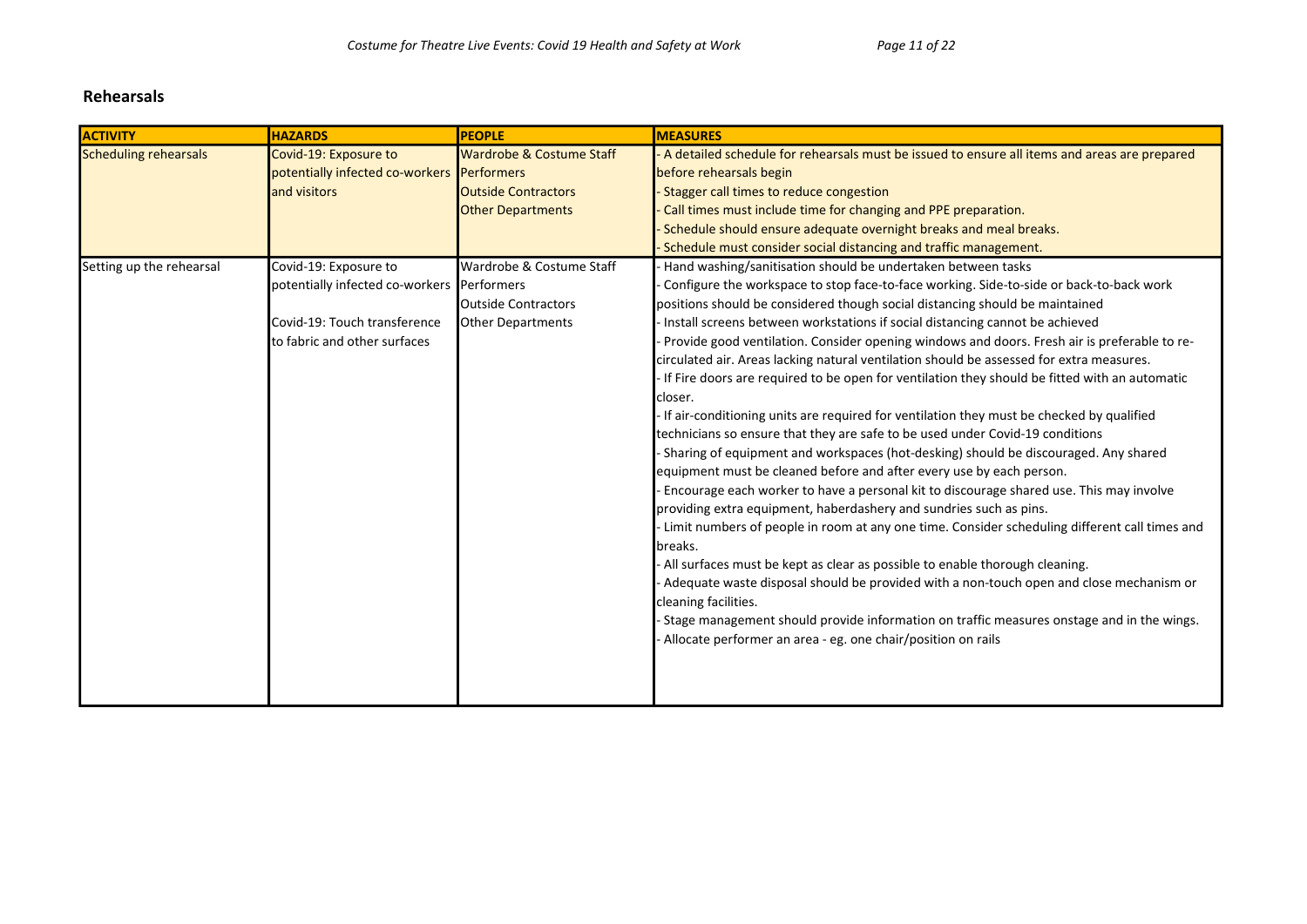## Rehearsals

| ACTIVITY | HAZARDS | PEOPLE | MEASURES |
| --- | --- | --- | --- |
| Scheduling rehearsals | Covid-19: Exposure to potentially infected co-workers and visitors | Wardrobe & Costume Staff<br>Performers<br>Outside Contractors<br>Other Departments | - A detailed schedule for rehearsals must be issued to ensure all items and areas are prepared before rehearsals begin<br>- Stagger call times to reduce congestion<br>- Call times must include time for changing and PPE preparation.<br>- Schedule should ensure adequate overnight breaks and meal breaks.<br>- Schedule must consider social distancing and traffic management. |
| Setting up the rehearsal | Covid-19: Exposure to potentially infected co-workers<br><br>Covid-19: Touch transference to fabric and other surfaces | Wardrobe & Costume Staff<br>Performers<br>Outside Contractors<br>Other Departments | - Hand washing/sanitisation should be undertaken between tasks<br>- Configure the workspace to stop face-to-face working. Side-to-side or back-to-back work positions should be considered though social distancing should be maintained<br>- Install screens between workstations if social distancing cannot be achieved<br>- Provide good ventilation. Consider opening windows and doors. Fresh air is preferable to re-circulated air. Areas lacking natural ventilation should be assessed for extra measures.<br>- If Fire doors are required to be open for ventilation they should be fitted with an automatic closer.<br>- If air-conditioning units are required for ventilation they must be checked by qualified technicians so ensure that they are safe to be used under Covid-19 conditions<br>- Sharing of equipment and workspaces (hot-desking) should be discouraged. Any shared equipment must be cleaned before and after every use by each person.<br>- Encourage each worker to have a personal kit to discourage shared use. This may involve providing extra equipment, haberdashery and sundries such as pins.<br>- Limit numbers of people in room at any one time. Consider scheduling different call times and breaks.<br>- All surfaces must be kept as clear as possible to enable thorough cleaning.<br>- Adequate waste disposal should be provided with a non-touch open and close mechanism or cleaning facilities.<br>- Stage management should provide information on traffic measures onstage and in the wings.<br>- Allocate performer an area - eg. one chair/position on rails |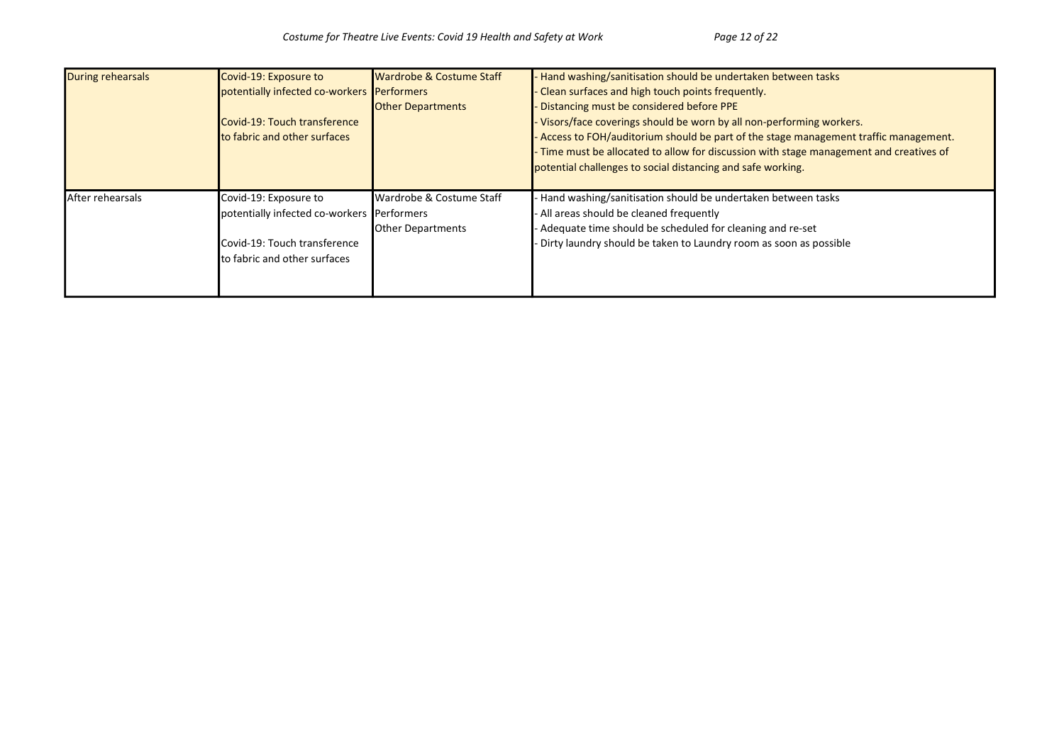| During rehearsals | Covid-19: Exposure to potentially infected co-workers<br><br>Covid-19: Touch transference to fabric and other surfaces | Wardrobe & Costume Staff<br>Performers<br>Other Departments | - Hand washing/sanitisation should be undertaken between tasks<br>- Clean surfaces and high touch points frequently.<br>- Distancing must be considered before PPE<br>- Visors/face coverings should be worn by all non-performing workers.<br>- Access to FOH/auditorium should be part of the stage management traffic management.<br>- Time must be allocated to allow for discussion with stage management and creatives of potential challenges to social distancing and safe working. |
|---|---|---|---|
| After rehearsals | Covid-19: Exposure to potentially infected co-workers<br><br>Covid-19: Touch transference to fabric and other surfaces | Wardrobe & Costume Staff<br>Performers<br>Other Departments | - Hand washing/sanitisation should be undertaken between tasks<br>- All areas should be cleaned frequently<br>- Adequate time should be scheduled for cleaning and re-set<br>- Dirty laundry should be taken to Laundry room as soon as possible |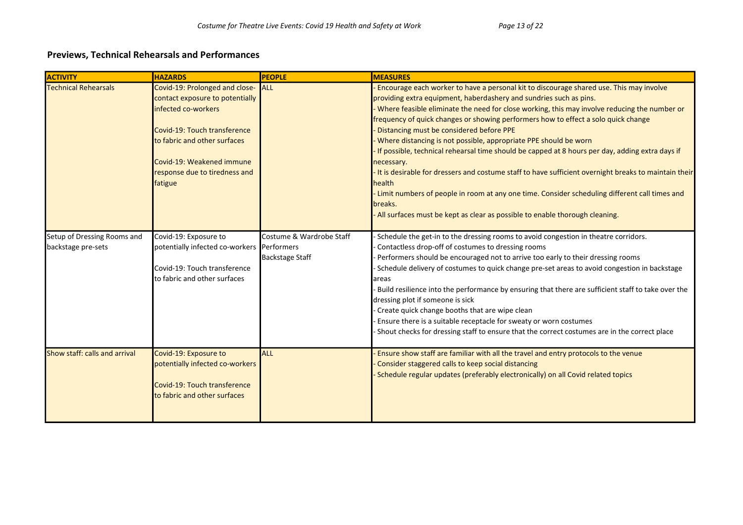## Previews, Technical Rehearsals and Performances

| ACTIVITY | HAZARDS | PEOPLE | MEASURES |
|---|---|---|---|
| Technical Rehearsals | Covid-19: Prolonged and close-contact exposure to potentially infected co-workers<br><br>Covid-19: Touch transference to fabric and other surfaces<br><br>Covid-19: Weakened immune response due to tiredness and fatigue | ALL | - Encourage each worker to have a personal kit to discourage shared use. This may involve providing extra equipment, haberdashery and sundries such as pins.<br>- Where feasible eliminate the need for close working, this may involve reducing the number or frequency of quick changes or showing performers how to effect a solo quick change<br>- Distancing must be considered before PPE<br>- Where distancing is not possible, appropriate PPE should be worn<br>- If possible, technical rehearsal time should be capped at 8 hours per day, adding extra days if necessary.<br>- It is desirable for dressers and costume staff to have sufficient overnight breaks to maintain their health<br>- Limit numbers of people in room at any one time. Consider scheduling different call times and breaks.<br>- All surfaces must be kept as clear as possible to enable thorough cleaning. |
| Setup of Dressing Rooms and backstage pre-sets | Covid-19: Exposure to potentially infected co-workers<br><br>Covid-19: Touch transference to fabric and other surfaces | Costume & Wardrobe Staff<br>Performers<br>Backstage Staff | - Schedule the get-in to the dressing rooms to avoid congestion in theatre corridors.<br>- Contactless drop-off of costumes to dressing rooms<br>- Performers should be encouraged not to arrive too early to their dressing rooms<br>- Schedule delivery of costumes to quick change pre-set areas to avoid congestion in backstage areas<br>- Build resilience into the performance by ensuring that there are sufficient staff to take over the dressing plot if someone is sick<br>- Create quick change booths that are wipe clean<br>- Ensure there is a suitable receptacle for sweaty or worn costumes<br>- Shout checks for dressing staff to ensure that the correct costumes are in the correct place |
| Show staff: calls and arrival | Covid-19: Exposure to potentially infected co-workers<br><br>Covid-19: Touch transference to fabric and other surfaces | ALL | - Ensure show staff are familiar with all the travel and entry protocols to the venue<br>- Consider staggered calls to keep social distancing<br>- Schedule regular updates (preferably electronically) on all Covid related topics |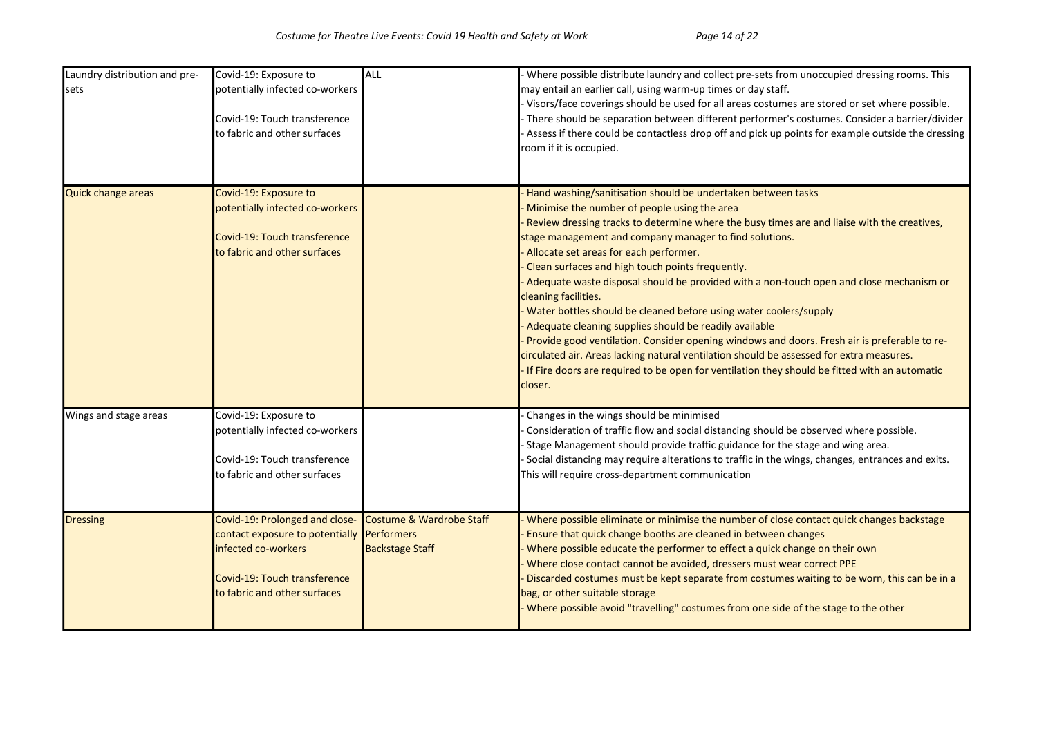| Laundry distribution and pre-sets | Covid-19: Exposure to potentially infected co-workers<br><br>Covid-19: Touch transference to fabric and other surfaces | ALL | - Where possible distribute laundry and collect pre-sets from unoccupied dressing rooms. This may entail an earlier call, using warm-up times or day staff.<br>- Visors/face coverings should be used for all areas costumes are stored or set where possible.<br>- There should be separation between different performer's costumes. Consider a barrier/divider<br>- Assess if there could be contactless drop off and pick up points for example outside the dressing room if it is occupied. |
|---|---|---|---|
| Quick change areas | Covid-19: Exposure to potentially infected co-workers<br><br>Covid-19: Touch transference to fabric and other surfaces | | - Hand washing/sanitisation should be undertaken between tasks<br>- Minimise the number of people using the area<br>- Review dressing tracks to determine where the busy times are and liaise with the creatives, stage management and company manager to find solutions.<br>- Allocate set areas for each performer.<br>- Clean surfaces and high touch points frequently.<br>- Adequate waste disposal should be provided with a non-touch open and close mechanism or cleaning facilities.<br>- Water bottles should be cleaned before using water coolers/supply<br>- Adequate cleaning supplies should be readily available<br>- Provide good ventilation. Consider opening windows and doors. Fresh air is preferable to re-circulated air. Areas lacking natural ventilation should be assessed for extra measures.<br>- If Fire doors are required to be open for ventilation they should be fitted with an automatic closer. |
| Wings and stage areas | Covid-19: Exposure to potentially infected co-workers<br><br>Covid-19: Touch transference to fabric and other surfaces | | - Changes in the wings should be minimised<br>- Consideration of traffic flow and social distancing should be observed where possible.<br>- Stage Management should provide traffic guidance for the stage and wing area.<br>- Social distancing may require alterations to traffic in the wings, changes, entrances and exits. This will require cross-department communication |
| Dressing | Covid-19: Prolonged and close-contact exposure to potentially infected co-workers<br><br>Covid-19: Touch transference to fabric and other surfaces | Costume & Wardrobe Staff<br>Performers<br>Backstage Staff | - Where possible eliminate or minimise the number of close contact quick changes backstage<br>- Ensure that quick change booths are cleaned in between changes<br>- Where possible educate the performer to effect a quick change on their own<br>- Where close contact cannot be avoided, dressers must wear correct PPE<br>- Discarded costumes must be kept separate from costumes waiting to be worn, this can be in a bag, or other suitable storage<br>- Where possible avoid "travelling" costumes from one side of the stage to the other |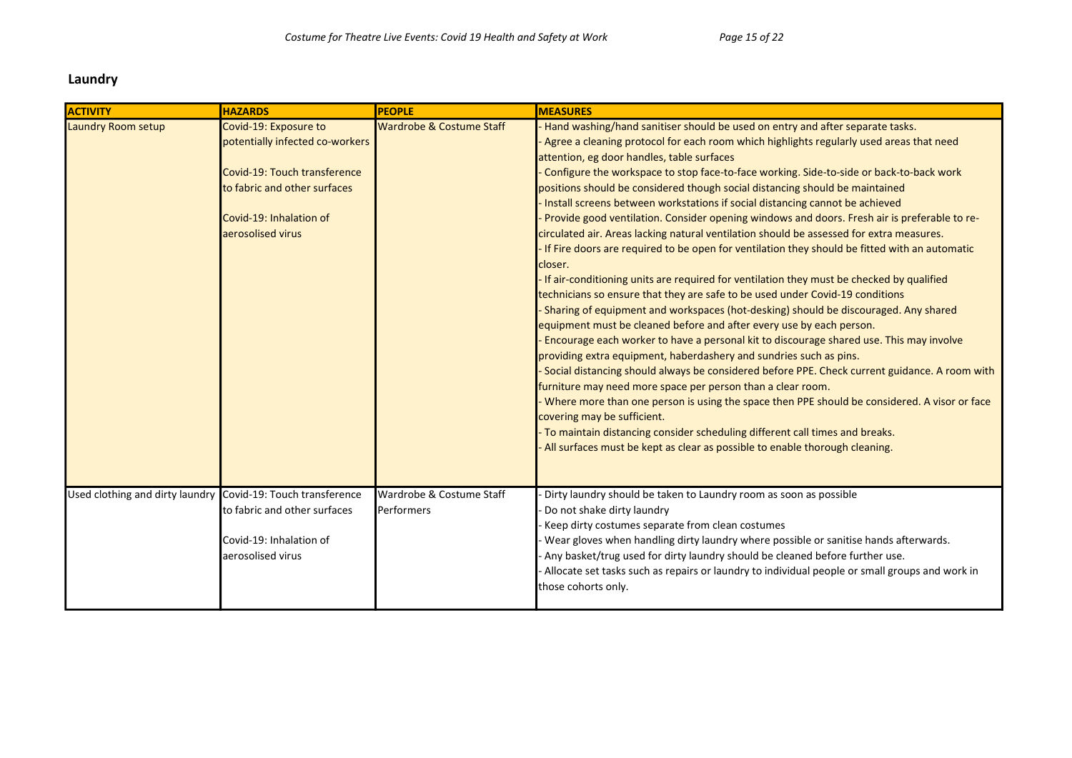## Laundry

| ACTIVITY | HAZARDS | PEOPLE | MEASURES |
|---|---|---|---|
| Laundry Room setup | Covid-19: Exposure to potentially infected co-workers<br><br>Covid-19: Touch transference to fabric and other surfaces<br><br>Covid-19: Inhalation of aerosolised virus | Wardrobe & Costume Staff | - Hand washing/hand sanitiser should be used on entry and after separate tasks.<br>- Agree a cleaning protocol for each room which highlights regularly used areas that need attention, eg door handles, table surfaces<br>- Configure the workspace to stop face-to-face working. Side-to-side or back-to-back work positions should be considered though social distancing should be maintained<br>- Install screens between workstations if social distancing cannot be achieved<br>- Provide good ventilation. Consider opening windows and doors. Fresh air is preferable to re-circulated air. Areas lacking natural ventilation should be assessed for extra measures.<br>- If Fire doors are required to be open for ventilation they should be fitted with an automatic closer.<br>- If air-conditioning units are required for ventilation they must be checked by qualified technicians so ensure that they are safe to be used under Covid-19 conditions<br>- Sharing of equipment and workspaces (hot-desking) should be discouraged. Any shared equipment must be cleaned before and after every use by each person.<br>- Encourage each worker to have a personal kit to discourage shared use. This may involve providing extra equipment, haberdashery and sundries such as pins.<br>- Social distancing should always be considered before PPE. Check current guidance. A room with furniture may need more space per person than a clear room.<br>- Where more than one person is using the space then PPE should be considered. A visor or face covering may be sufficient.<br>- To maintain distancing consider scheduling different call times and breaks.<br>- All surfaces must be kept as clear as possible to enable thorough cleaning. |
| Used clothing and dirty laundry | Covid-19: Touch transference to fabric and other surfaces<br><br>Covid-19: Inhalation of aerosolised virus | Wardrobe & Costume Staff<br>Performers | - Dirty laundry should be taken to Laundry room as soon as possible<br>- Do not shake dirty laundry<br>- Keep dirty costumes separate from clean costumes<br>- Wear gloves when handling dirty laundry where possible or sanitise hands afterwards.<br>- Any basket/trug used for dirty laundry should be cleaned before further use.<br>- Allocate set tasks such as repairs or laundry to individual people or small groups and work in those cohorts only. |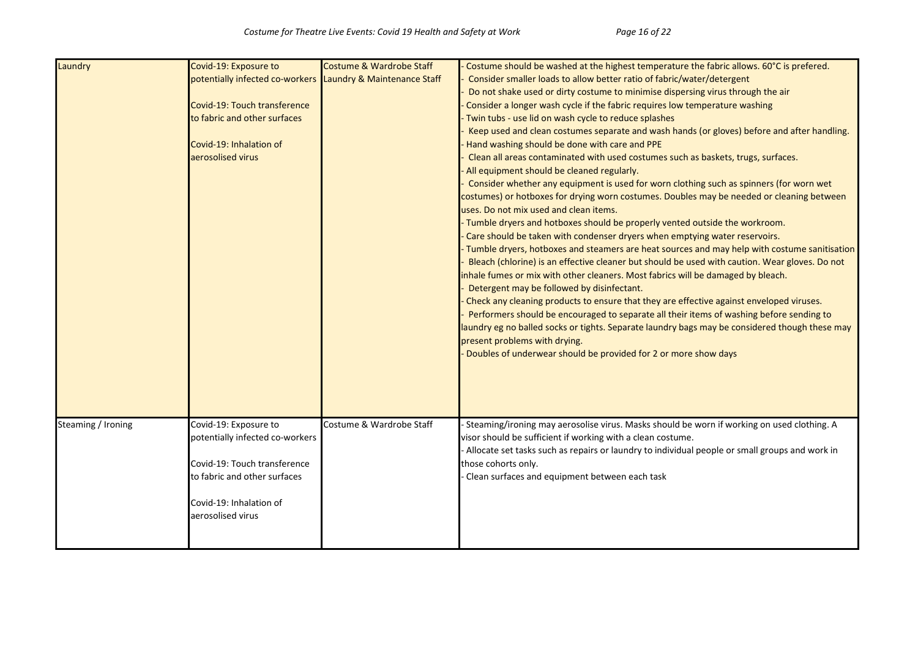| Laundry | Covid-19: Exposure to potentially infected co-workers<br><br>Covid-19: Touch transference to fabric and other surfaces<br><br>Covid-19: Inhalation of aerosolised virus | Costume & Wardrobe Staff<br>Laundry & Maintenance Staff | - Costume should be washed at the highest temperature the fabric allows. 60°C is prefered.<br>- Consider smaller loads to allow better ratio of fabric/water/detergent<br>- Do not shake used or dirty costume to minimise dispersing virus through the air<br>- Consider a longer wash cycle if the fabric requires low temperature washing<br>- Twin tubs - use lid on wash cycle to reduce splashes<br>- Keep used and clean costumes separate and wash hands (or gloves) before and after handling.<br>- Hand washing should be done with care and PPE<br>- Clean all areas contaminated with used costumes such as baskets, trugs, surfaces.<br>- All equipment should be cleaned regularly.<br>- Consider whether any equipment is used for worn clothing such as spinners (for worn wet costumes) or hotboxes for drying worn costumes. Doubles may be needed or cleaning between uses. Do not mix used and clean items.<br>- Tumble dryers and hotboxes should be properly vented outside the workroom.<br>- Care should be taken with condenser dryers when emptying water reservoirs.<br>- Tumble dryers, hotboxes and steamers are heat sources and may help with costume sanitisation<br>- Bleach (chlorine) is an effective cleaner but should be used with caution. Wear gloves. Do not inhale fumes or mix with other cleaners. Most fabrics will be damaged by bleach.<br>- Detergent may be followed by disinfectant.<br>- Check any cleaning products to ensure that they are effective against enveloped viruses.<br>- Performers should be encouraged to separate all their items of washing before sending to laundry eg no balled socks or tights. Separate laundry bags may be considered though these may present problems with drying.<br>- Doubles of underwear should be provided for 2 or more show days |
|---|---|---|---|
| Steaming / Ironing | Covid-19: Exposure to potentially infected co-workers<br><br>Covid-19: Touch transference to fabric and other surfaces<br><br>Covid-19: Inhalation of aerosolised virus | Costume & Wardrobe Staff | - Steaming/ironing may aerosolise virus. Masks should be worn if working on used clothing. A visor should be sufficient if working with a clean costume.<br>- Allocate set tasks such as repairs or laundry to individual people or small groups and work in those cohorts only.<br>- Clean surfaces and equipment between each task |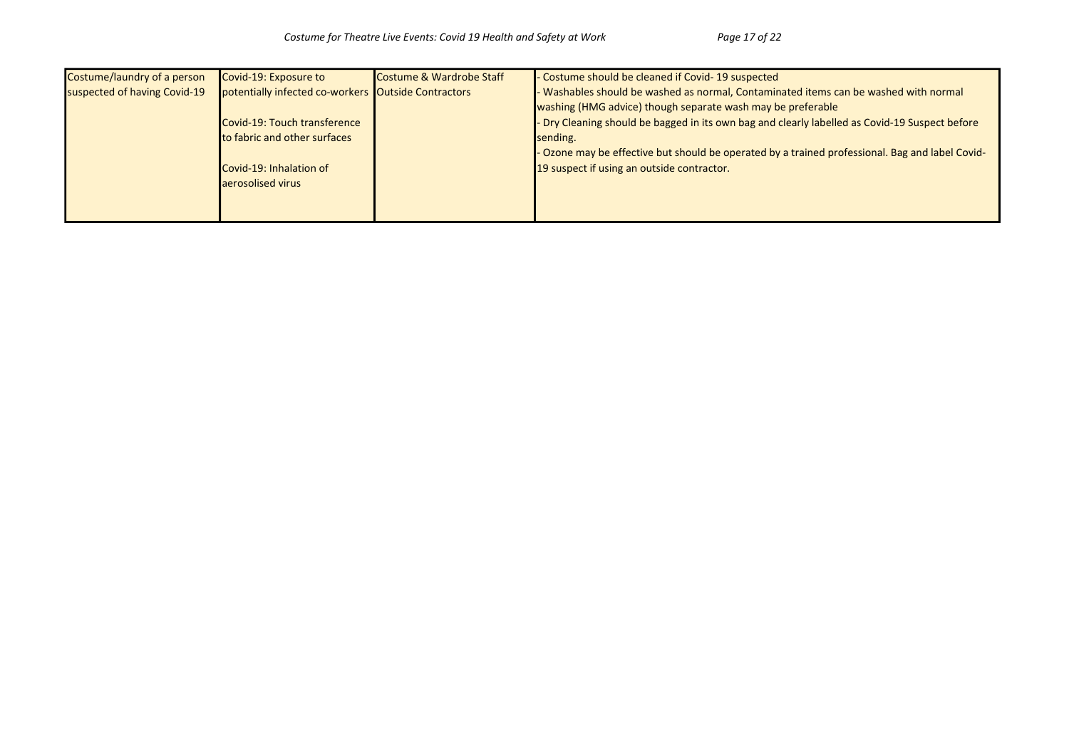| Costume/laundry of a person suspected of having Covid-19 | Covid-19: Exposure to potentially infected co-workers<br><br>Covid-19: Touch transference to fabric and other surfaces<br><br>Covid-19: Inhalation of aerosolised virus | Costume & Wardrobe Staff Outside Contractors | - Costume should be cleaned if Covid- 19 suspected<br>- Washables should be washed as normal, Contaminated items can be washed with normal washing (HMG advice) though separate wash may be preferable<br>- Dry Cleaning should be bagged in its own bag and clearly labelled as Covid-19 Suspect before sending.<br>- Ozone may be effective but should be operated by a trained professional. Bag and label Covid-19 suspect if using an outside contractor. |
|---|---|---|---|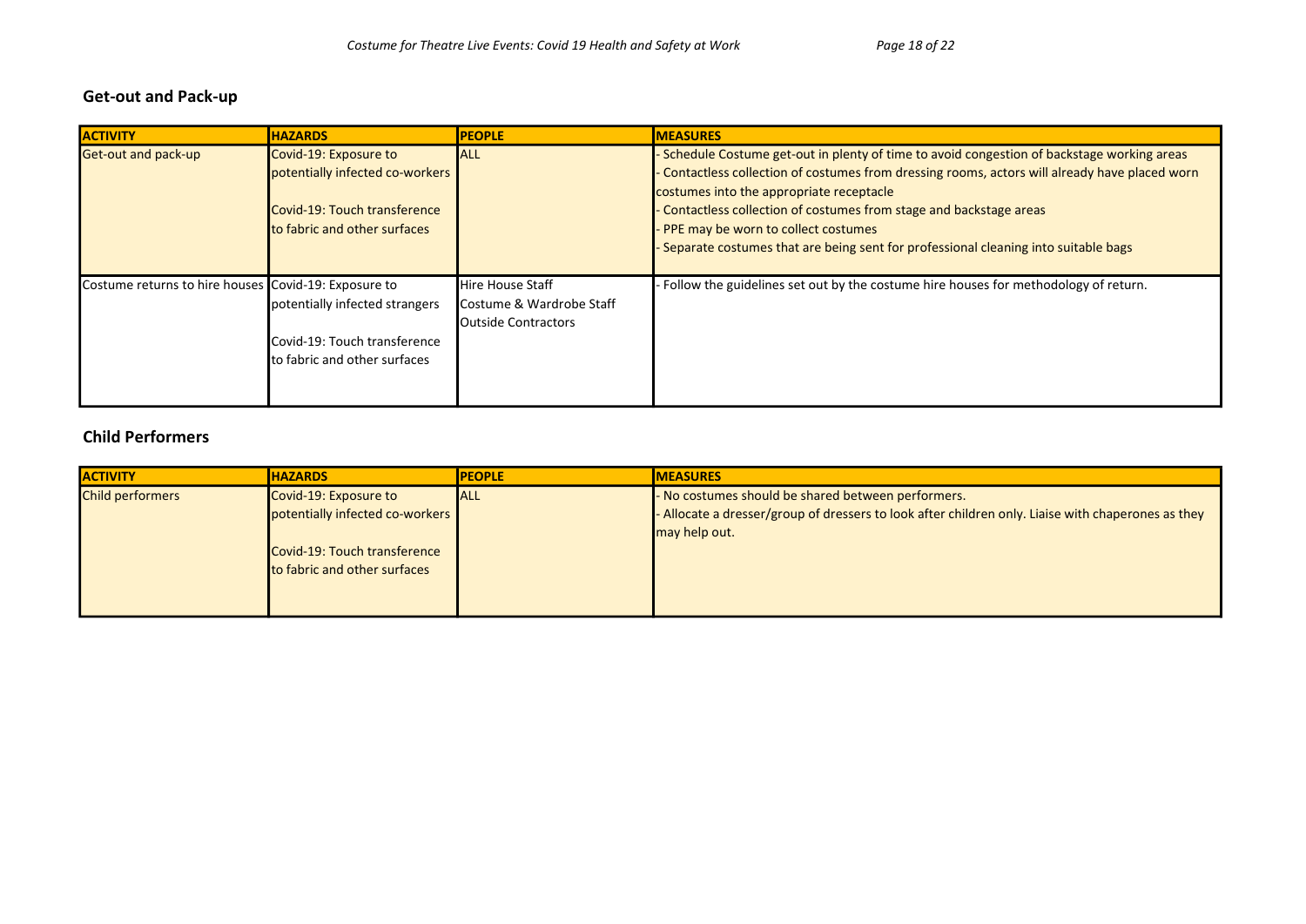## Get-out and Pack-up

| ACTIVITY | HAZARDS | PEOPLE | MEASURES |
| --- | --- | --- | --- |
| Get-out and pack-up | Covid-19: Exposure to potentially infected co-workers<br><br>Covid-19: Touch transference to fabric and other surfaces | ALL | - Schedule Costume get-out in plenty of time to avoid congestion of backstage working areas<br>- Contactless collection of costumes from dressing rooms, actors will already have placed worn costumes into the appropriate receptacle<br>- Contactless collection of costumes from stage and backstage areas<br>- PPE may be worn to collect costumes<br>- Separate costumes that are being sent for professional cleaning into suitable bags |
| Costume returns to hire houses | Covid-19: Exposure to potentially infected strangers<br><br>Covid-19: Touch transference to fabric and other surfaces | Hire House Staff<br>Costume & Wardrobe Staff<br>Outside Contractors | - Follow the guidelines set out by the costume hire houses for methodology of return. |

## Child Performers

| ACTIVITY | HAZARDS | PEOPLE | MEASURES |
| --- | --- | --- | --- |
| Child performers | Covid-19: Exposure to potentially infected co-workers<br><br>Covid-19: Touch transference to fabric and other surfaces | ALL | - No costumes should be shared between performers.<br>- Allocate a dresser/group of dressers to look after children only. Liaise with chaperones as they may help out. |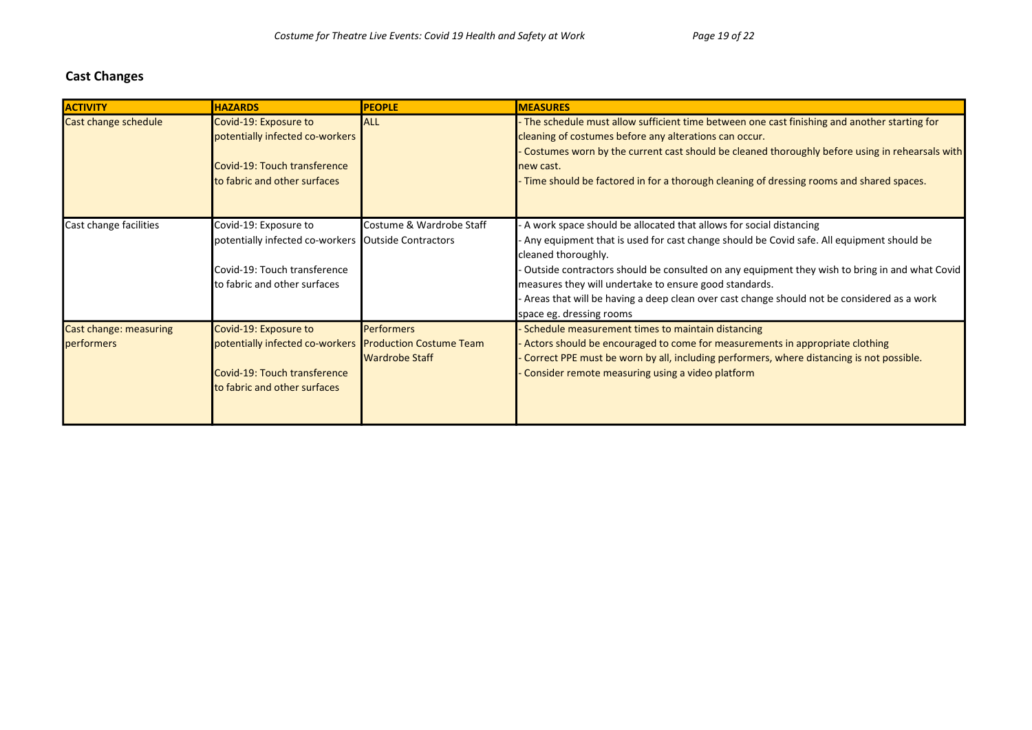## Cast Changes

| ACTIVITY | HAZARDS | PEOPLE | MEASURES |
| --- | --- | --- | --- |
| Cast change schedule | Covid-19: Exposure to potentially infected co-workers<br><br>Covid-19: Touch transference to fabric and other surfaces | ALL | - The schedule must allow sufficient time between one cast finishing and another starting for cleaning of costumes before any alterations can occur.<br>- Costumes worn by the current cast should be cleaned thoroughly before using in rehearsals with new cast.<br>- Time should be factored in for a thorough cleaning of dressing rooms and shared spaces. |
| Cast change facilities | Covid-19: Exposure to potentially infected co-workers<br><br>Covid-19: Touch transference to fabric and other surfaces | Costume & Wardrobe Staff<br>Outside Contractors | - A work space should be allocated that allows for social distancing<br>- Any equipment that is used for cast change should be Covid safe. All equipment should be cleaned thoroughly.<br>- Outside contractors should be consulted on any equipment they wish to bring in and what Covid measures they will undertake to ensure good standards.<br>- Areas that will be having a deep clean over cast change should not be considered as a work space eg. dressing rooms |
| Cast change: measuring performers | Covid-19: Exposure to potentially infected co-workers<br><br>Covid-19: Touch transference to fabric and other surfaces | Performers<br>Production Costume Team<br>Wardrobe Staff | - Schedule measurement times to maintain distancing<br>- Actors should be encouraged to come for measurements in appropriate clothing<br>- Correct PPE must be worn by all, including performers, where distancing is not possible.<br>- Consider remote measuring using a video platform |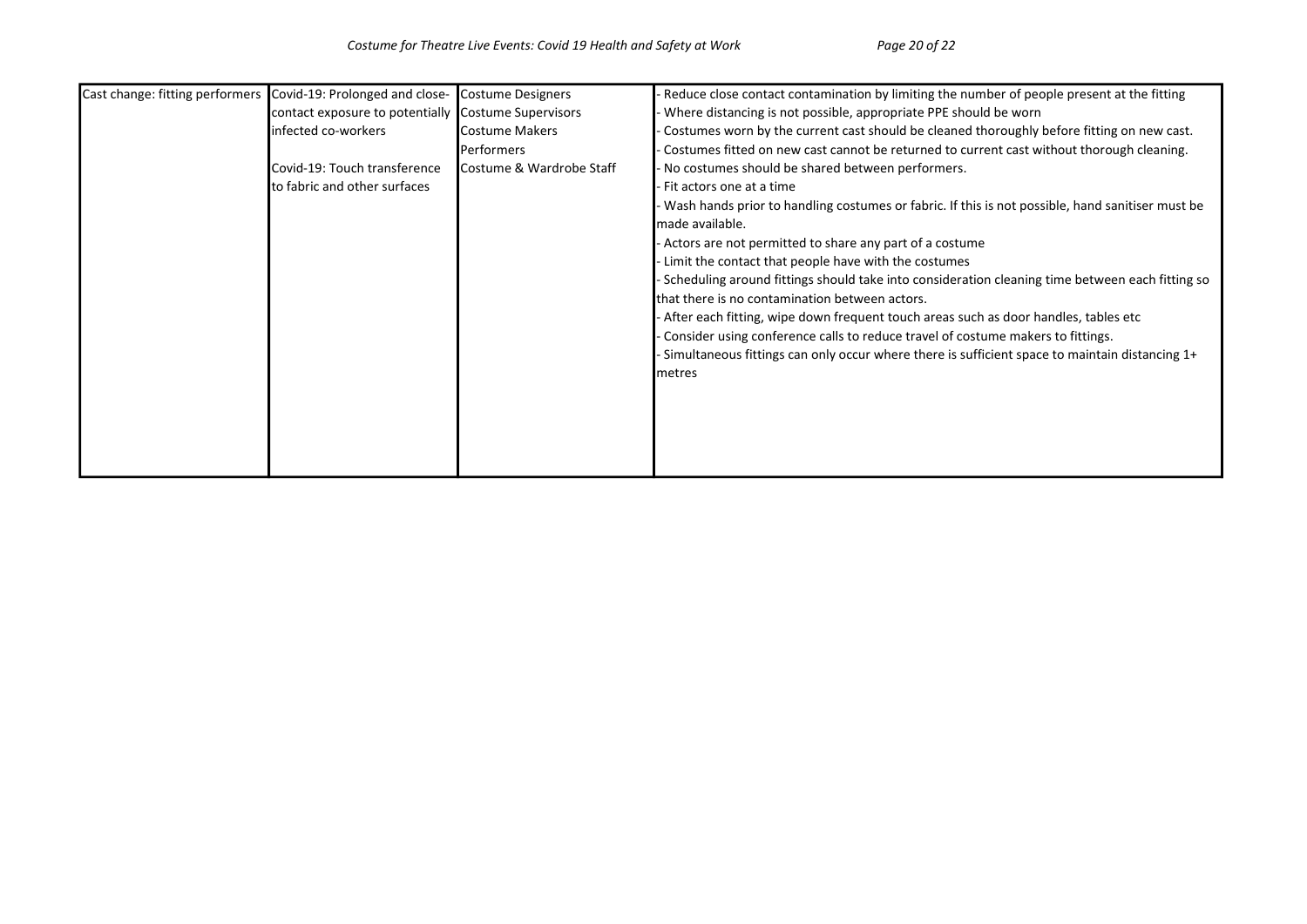| Cast change: fitting performers | Covid-19: Prolonged and close-contact exposure to potentially infected co-workers<br><br>Covid-19: Touch transference to fabric and other surfaces | Costume Designers<br>Costume Supervisors<br>Costume Makers<br>Performers<br>Costume & Wardrobe Staff | - Reduce close contact contamination by limiting the number of people present at the fitting<br>- Where distancing is not possible, appropriate PPE should be worn<br>- Costumes worn by the current cast should be cleaned thoroughly before fitting on new cast.<br>- Costumes fitted on new cast cannot be returned to current cast without thorough cleaning.<br>- No costumes should be shared between performers.<br>- Fit actors one at a time<br>- Wash hands prior to handling costumes or fabric. If this is not possible, hand sanitiser must be made available.<br>- Actors are not permitted to share any part of a costume<br>- Limit the contact that people have with the costumes<br>- Scheduling around fittings should take into consideration cleaning time between each fitting so that there is no contamination between actors.<br>- After each fitting, wipe down frequent touch areas such as door handles, tables etc<br>- Consider using conference calls to reduce travel of costume makers to fittings.<br>- Simultaneous fittings can only occur where there is sufficient space to maintain distancing 1+ metres |
|---|---|---|---|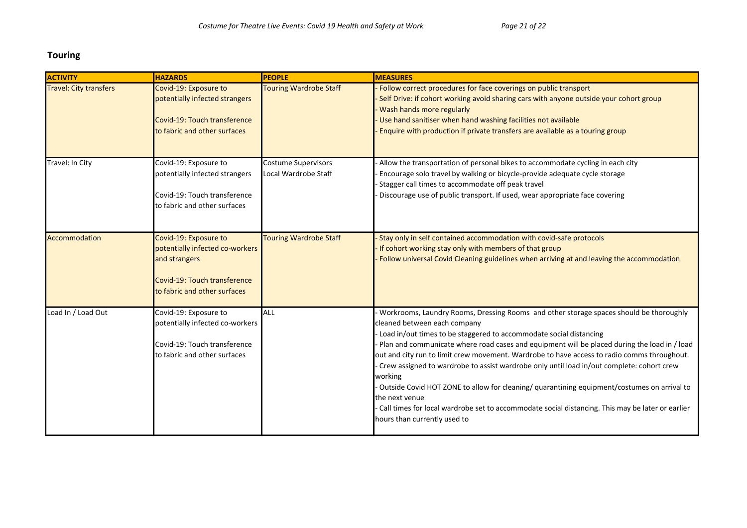## Touring

| ACTIVITY | HAZARDS | PEOPLE | MEASURES |
|---|---|---|---|
| Travel: City transfers | Covid-19: Exposure to potentially infected strangers<br><br>Covid-19: Touch transference to fabric and other surfaces | Touring Wardrobe Staff | - Follow correct procedures for face coverings on public transport<br>- Self Drive: if cohort working avoid sharing cars with anyone outside your cohort group<br>- Wash hands more regularly<br>- Use hand sanitiser when hand washing facilities not available<br>- Enquire with production if private transfers are available as a touring group |
| Travel: In City | Covid-19: Exposure to potentially infected strangers<br><br>Covid-19: Touch transference to fabric and other surfaces | Costume Supervisors<br>Local Wardrobe Staff | - Allow the transportation of personal bikes to accommodate cycling in each city<br>- Encourage solo travel by walking or bicycle-provide adequate cycle storage<br>- Stagger call times to accommodate off peak travel<br>- Discourage use of public transport. If used, wear appropriate face covering |
| Accommodation | Covid-19: Exposure to potentially infected co-workers and strangers<br><br>Covid-19: Touch transference to fabric and other surfaces | Touring Wardrobe Staff | - Stay only in self contained accommodation with covid-safe protocols<br>- If cohort working stay only with members of that group<br>- Follow universal Covid Cleaning guidelines when arriving at and leaving the accommodation |
| Load In / Load Out | Covid-19: Exposure to potentially infected co-workers<br><br>Covid-19: Touch transference to fabric and other surfaces | ALL | - Workrooms, Laundry Rooms, Dressing Rooms and other storage spaces should be thoroughly cleaned between each company<br>- Load in/out times to be staggered to accommodate social distancing<br>- Plan and communicate where road cases and equipment will be placed during the load in / load out and city run to limit crew movement. Wardrobe to have access to radio comms throughout.<br>- Crew assigned to wardrobe to assist wardrobe only until load in/out complete: cohort crew working<br>- Outside Covid HOT ZONE to allow for cleaning/ quarantining equipment/costumes on arrival to the next venue<br>- Call times for local wardrobe set to accommodate social distancing. This may be later or earlier hours than currently used to |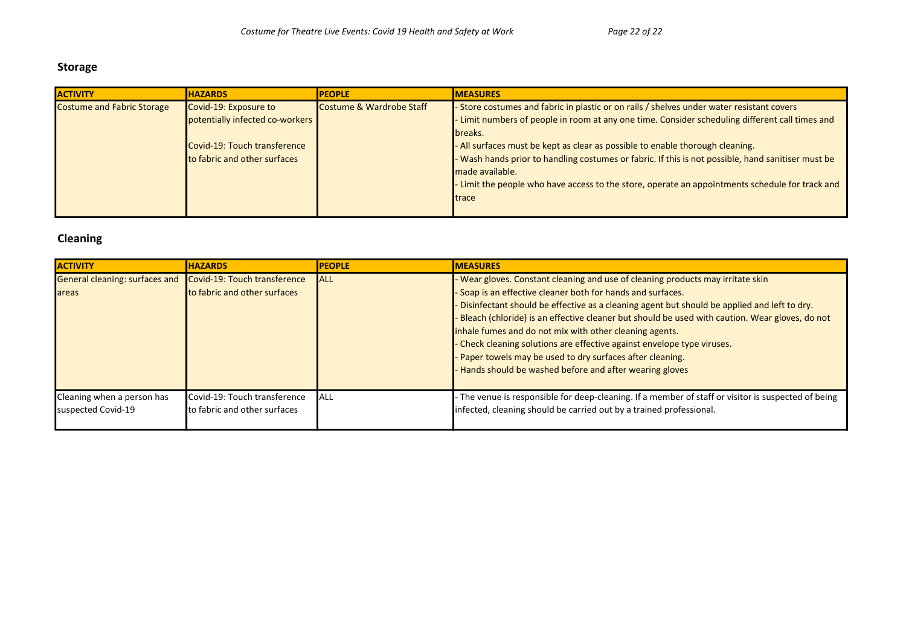## Storage

| ACTIVITY | HAZARDS | PEOPLE | MEASURES |
|---|---|---|---|
| Costume and Fabric Storage | Covid-19: Exposure to potentially infected co-workers<br><br>Covid-19: Touch transference to fabric and other surfaces | Costume & Wardrobe Staff | - Store costumes and fabric in plastic or on rails / shelves under water resistant covers<br>- Limit numbers of people in room at any one time. Consider scheduling different call times and breaks.<br>- All surfaces must be kept as clear as possible to enable thorough cleaning.<br>- Wash hands prior to handling costumes or fabric. If this is not possible, hand sanitiser must be made available.<br>- Limit the people who have access to the store, operate an appointments schedule for track and trace |

## Cleaning

| ACTIVITY | HAZARDS | PEOPLE | MEASURES |
|---|---|---|---|
| General cleaning: surfaces and areas | Covid-19: Touch transference to fabric and other surfaces | ALL | - Wear gloves. Constant cleaning and use of cleaning products may irritate skin<br>- Soap is an effective cleaner both for hands and surfaces.<br>- Disinfectant should be effective as a cleaning agent but should be applied and left to dry.<br>- Bleach (chloride) is an effective cleaner but should be used with caution. Wear gloves, do not inhale fumes and do not mix with other cleaning agents.<br>- Check cleaning solutions are effective against envelope type viruses.<br>- Paper towels may be used to dry surfaces after cleaning.<br>- Hands should be washed before and after wearing gloves |
| Cleaning when a person has suspected Covid-19 | Covid-19: Touch transference to fabric and other surfaces | ALL | - The venue is responsible for deep-cleaning. If a member of staff or visitor is suspected of being infected, cleaning should be carried out by a trained professional. |